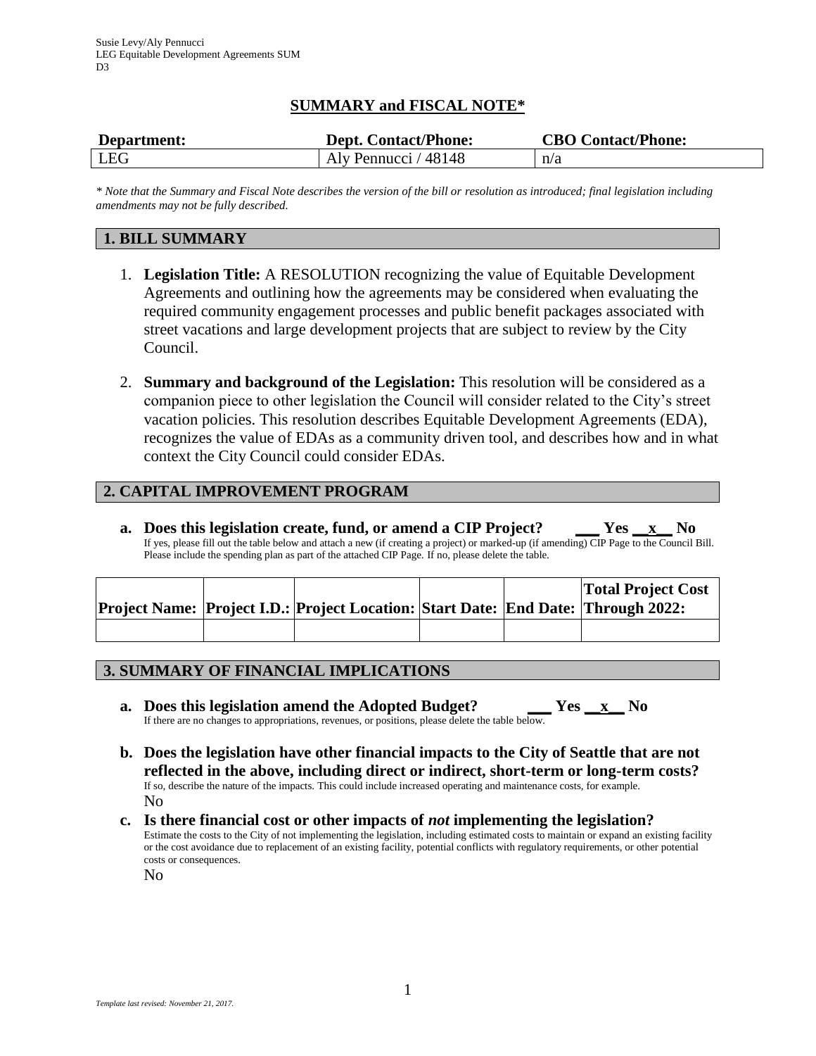Susie Levy/Aly Pennucci
LEG Equitable Development Agreements SUM
D3

# SUMMARY and FISCAL NOTE*

| Department: | Dept. Contact/Phone: | CBO Contact/Phone: |
|---|---|---|
| LEG | Aly Pennucci / 48148 | n/a |

*\* Note that the Summary and Fiscal Note describes the version of the bill or resolution as introduced; final legislation including amendments may not be fully described.*

## 1. BILL SUMMARY

1. **Legislation Title:** A RESOLUTION recognizing the value of Equitable Development Agreements and outlining how the agreements may be considered when evaluating the required community engagement processes and public benefit packages associated with street vacations and large development projects that are subject to review by the City Council.

2. **Summary and background of the Legislation:** This resolution will be considered as a companion piece to other legislation the Council will consider related to the City's street vacation policies. This resolution describes Equitable Development Agreements (EDA), recognizes the value of EDAs as a community driven tool, and describes how and in what context the City Council could consider EDAs.

## 2. CAPITAL IMPROVEMENT PROGRAM

**a. Does this legislation create, fund, or amend a CIP Project? \_\_\_ Yes \_\_x\_\_ No**
If yes, please fill out the table below and attach a new (if creating a project) or marked-up (if amending) CIP Page to the Council Bill. Please include the spending plan as part of the attached CIP Page. If no, please delete the table.

| Project Name: | Project I.D.: | Project Location: | Start Date: | End Date: | Total Project Cost Through 2022: |
|---|---|---|---|---|---|
| | | | | | |

## 3. SUMMARY OF FINANCIAL IMPLICATIONS

**a. Does this legislation amend the Adopted Budget? \_\_\_ Yes \_\_x\_\_ No**
If there are no changes to appropriations, revenues, or positions, please delete the table below.

**b. Does the legislation have other financial impacts to the City of Seattle that are not reflected in the above, including direct or indirect, short-term or long-term costs?**
If so, describe the nature of the impacts. This could include increased operating and maintenance costs, for example.
No

**c. Is there financial cost or other impacts of *not* implementing the legislation?**
Estimate the costs to the City of not implementing the legislation, including estimated costs to maintain or expand an existing facility or the cost avoidance due to replacement of an existing facility, potential conflicts with regulatory requirements, or other potential costs or consequences.
No

*Template last revised: November 21, 2017.*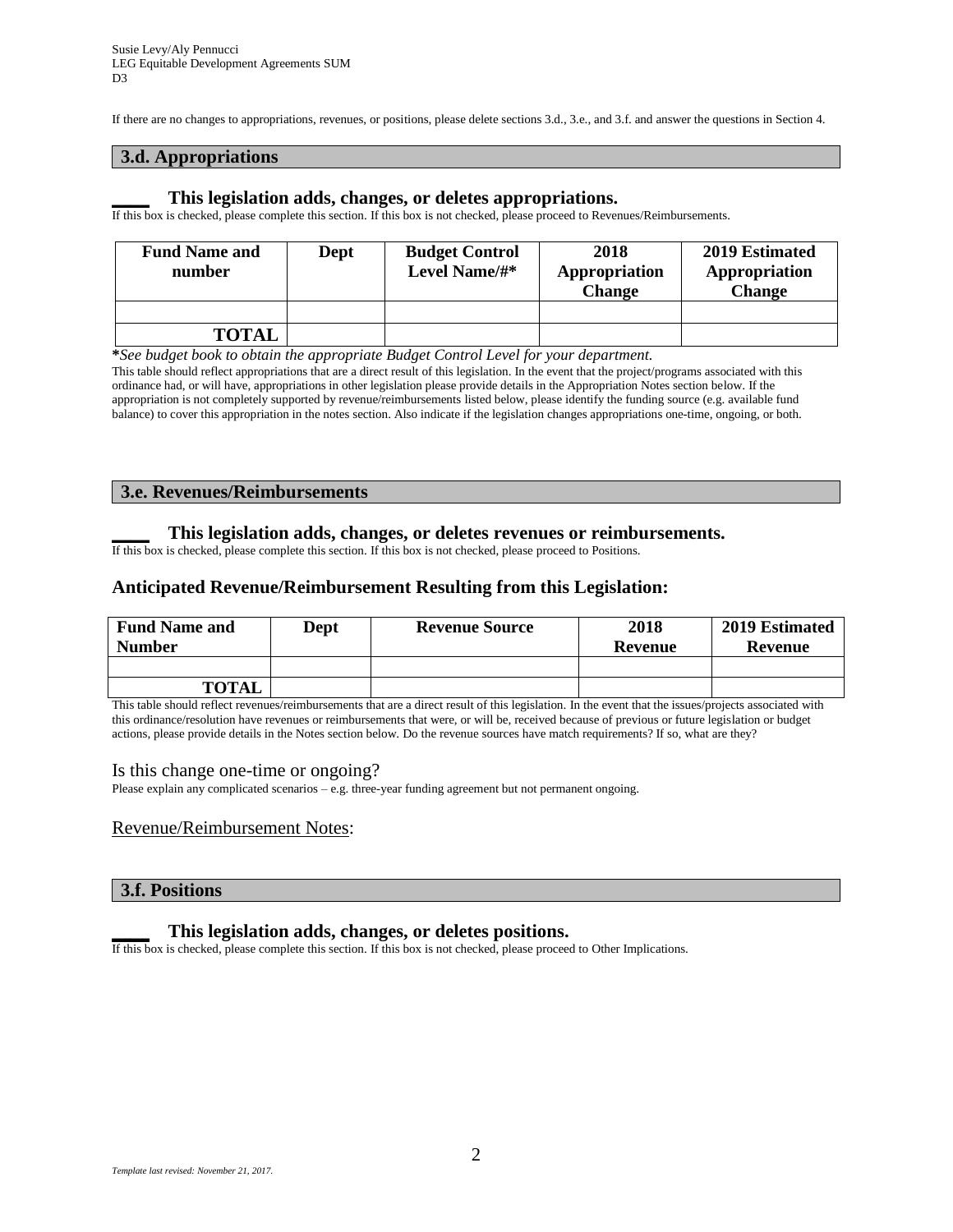If there are no changes to appropriations, revenues, or positions, please delete sections 3.d., 3.e., and 3.f. and answer the questions in Section 4.

## 3.d. Appropriations

**____ This legislation adds, changes, or deletes appropriations.**

If this box is checked, please complete this section. If this box is not checked, please proceed to Revenues/Reimbursements.

| Fund Name and number | Dept | Budget Control Level Name/#* | 2018 Appropriation Change | 2019 Estimated Appropriation Change |
|---|---|---|---|---|
| | | | | |
| TOTAL | | | | |

***See budget book to obtain the appropriate Budget Control Level for your department.***

This table should reflect appropriations that are a direct result of this legislation. In the event that the project/programs associated with this ordinance had, or will have, appropriations in other legislation please provide details in the Appropriation Notes section below. If the appropriation is not completely supported by revenue/reimbursements listed below, please identify the funding source (e.g. available fund balance) to cover this appropriation in the notes section. Also indicate if the legislation changes appropriations one-time, ongoing, or both.

## 3.e. Revenues/Reimbursements

**____ This legislation adds, changes, or deletes revenues or reimbursements.**

If this box is checked, please complete this section. If this box is not checked, please proceed to Positions.

### Anticipated Revenue/Reimbursement Resulting from this Legislation:

| Fund Name and Number | Dept | Revenue Source | 2018 Revenue | 2019 Estimated Revenue |
|---|---|---|---|---|
| | | | | |
| TOTAL | | | | |

This table should reflect revenues/reimbursements that are a direct result of this legislation. In the event that the issues/projects associated with this ordinance/resolution have revenues or reimbursements that were, or will be, received because of previous or future legislation or budget actions, please provide details in the Notes section below. Do the revenue sources have match requirements? If so, what are they?

Is this change one-time or ongoing?

Please explain any complicated scenarios – e.g. three-year funding agreement but not permanent ongoing.

Revenue/Reimbursement Notes:

## 3.f. Positions

**____ This legislation adds, changes, or deletes positions.**

If this box is checked, please complete this section. If this box is not checked, please proceed to Other Implications.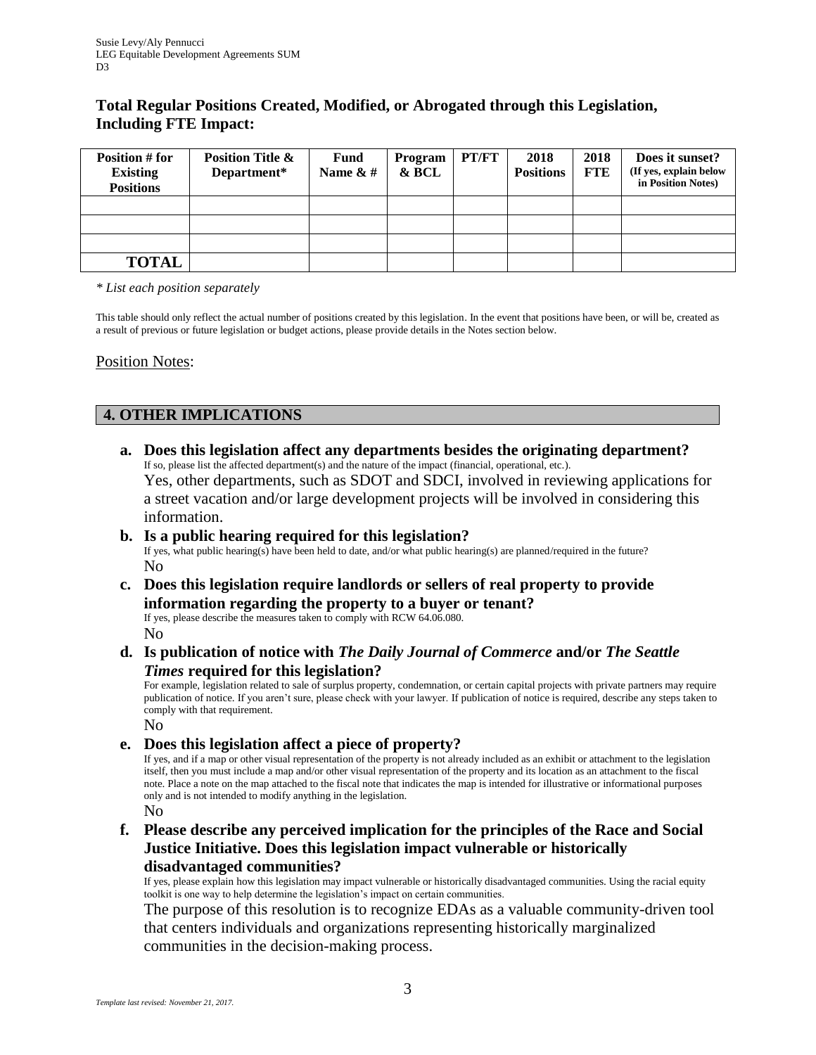**Total Regular Positions Created, Modified, or Abrogated through this Legislation, Including FTE Impact:**

| Position # for Existing Positions | Position Title & Department* | Fund Name & # | Program & BCL | PT/FT | 2018 Positions | 2018 FTE | Does it sunset? (If yes, explain below in Position Notes) |
|---|---|---|---|---|---|---|---|
| | | | | | | | |
| | | | | | | | |
| | | | | | | | |
| **TOTAL** | | | | | | | |

*\* List each position separately*

This table should only reflect the actual number of positions created by this legislation. In the event that positions have been, or will be, created as a result of previous or future legislation or budget actions, please provide details in the Notes section below.

Position Notes:

## 4. OTHER IMPLICATIONS

**a. Does this legislation affect any departments besides the originating department?**
If so, please list the affected department(s) and the nature of the impact (financial, operational, etc.).
Yes, other departments, such as SDOT and SDCI, involved in reviewing applications for a street vacation and/or large development projects will be involved in considering this information.

**b. Is a public hearing required for this legislation?**
If yes, what public hearing(s) have been held to date, and/or what public hearing(s) are planned/required in the future?
No

**c. Does this legislation require landlords or sellers of real property to provide information regarding the property to a buyer or tenant?**
If yes, please describe the measures taken to comply with RCW 64.06.080.
No

**d. Is publication of notice with *The Daily Journal of Commerce* and/or *The Seattle Times* required for this legislation?**
For example, legislation related to sale of surplus property, condemnation, or certain capital projects with private partners may require publication of notice. If you aren't sure, please check with your lawyer. If publication of notice is required, describe any steps taken to comply with that requirement.
No

**e. Does this legislation affect a piece of property?**
If yes, and if a map or other visual representation of the property is not already included as an exhibit or attachment to the legislation itself, then you must include a map and/or other visual representation of the property and its location as an attachment to the fiscal note. Place a note on the map attached to the fiscal note that indicates the map is intended for illustrative or informational purposes only and is not intended to modify anything in the legislation.
No

**f. Please describe any perceived implication for the principles of the Race and Social Justice Initiative. Does this legislation impact vulnerable or historically disadvantaged communities?**
If yes, please explain how this legislation may impact vulnerable or historically disadvantaged communities. Using the racial equity toolkit is one way to help determine the legislation's impact on certain communities.
The purpose of this resolution is to recognize EDAs as a valuable community-driven tool that centers individuals and organizations representing historically marginalized communities in the decision-making process.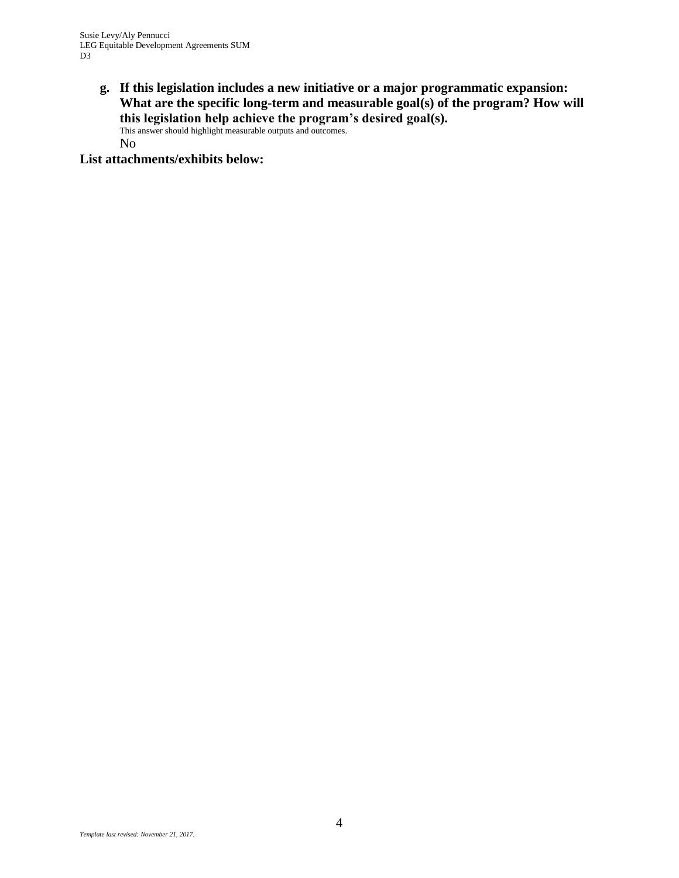**g. If this legislation includes a new initiative or a major programmatic expansion: What are the specific long-term and measurable goal(s) of the program? How will this legislation help achieve the program's desired goal(s).**

This answer should highlight measurable outputs and outcomes.

No

**List attachments/exhibits below:**